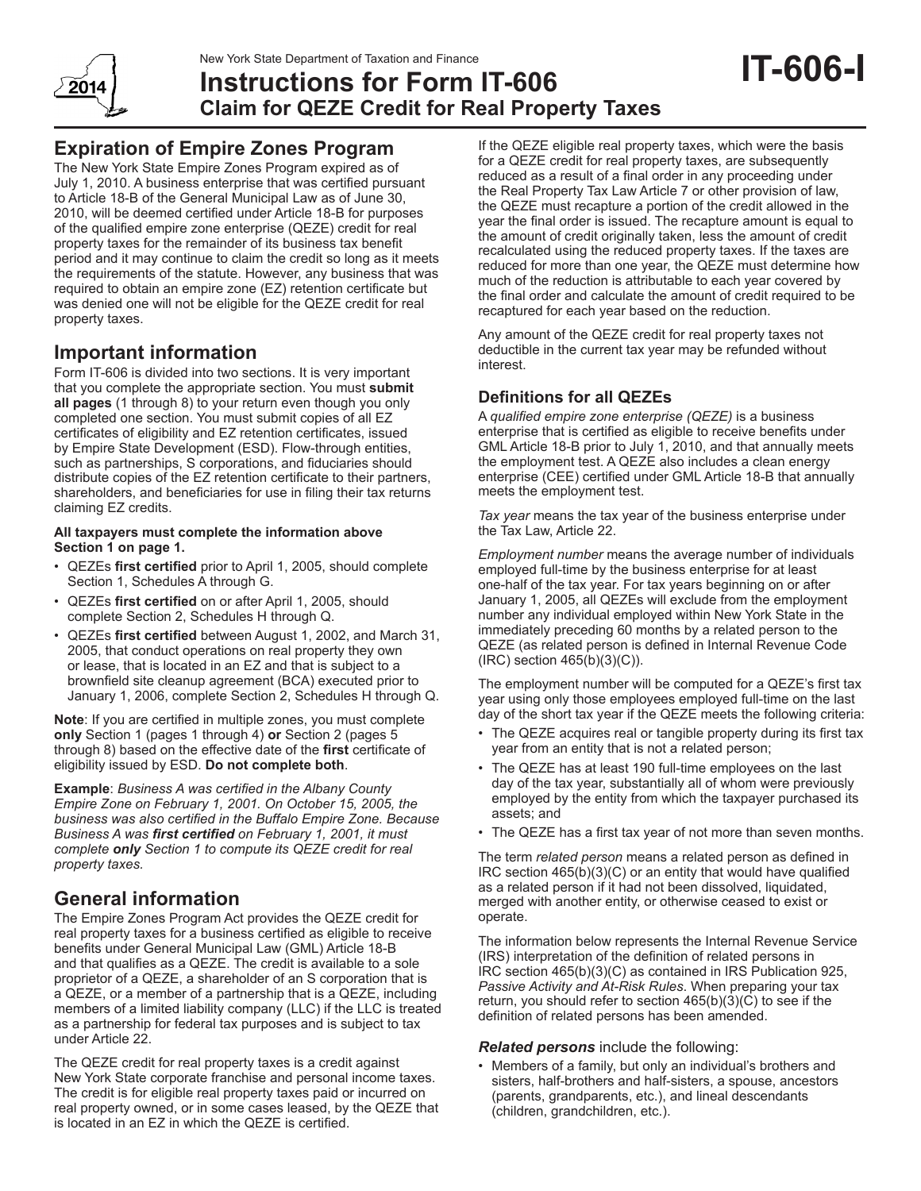New York State Department of Taxation and Finance

# Instructions for Form IT-606 Claim for QEZE Credit for Real Property Taxes

**IT-606-I**

2014

## Expiration of Empire Zones Program

The New York State Empire Zones Program expired as of July 1, 2010. A business enterprise that was certified pursuant to Article 18-B of the General Municipal Law as of June 30, 2010, will be deemed certified under Article 18-B for purposes of the qualified empire zone enterprise (QEZE) credit for real property taxes for the remainder of its business tax benefit period and it may continue to claim the credit so long as it meets the requirements of the statute. However, any business that was required to obtain an empire zone (EZ) retention certificate but was denied one will not be eligible for the QEZE credit for real property taxes.

## Important information

Form IT-606 is divided into two sections. It is very important that you complete the appropriate section. You must **submit all pages** (1 through 8) to your return even though you only completed one section. You must submit copies of all EZ certificates of eligibility and EZ retention certificates, issued by Empire State Development (ESD). Flow-through entities, such as partnerships, S corporations, and fiduciaries should distribute copies of the EZ retention certificate to their partners, shareholders, and beneficiaries for use in filing their tax returns claiming EZ credits.

**All taxpayers must complete the information above Section 1 on page 1.**

- QEZEs **first certified** prior to April 1, 2005, should complete Section 1, Schedules A through G.
- QEZEs **first certified** on or after April 1, 2005, should complete Section 2, Schedules H through Q.
- QEZEs **first certified** between August 1, 2002, and March 31, 2005, that conduct operations on real property they own or lease, that is located in an EZ and that is subject to a brownfield site cleanup agreement (BCA) executed prior to January 1, 2006, complete Section 2, Schedules H through Q.

**Note**: If you are certified in multiple zones, you must complete **only** Section 1 (pages 1 through 4) **or** Section 2 (pages 5 through 8) based on the effective date of the **first** certificate of eligibility issued by ESD. **Do not complete both**.

**Example**: *Business A was certified in the Albany County Empire Zone on February 1, 2001. On October 15, 2005, the business was also certified in the Buffalo Empire Zone. Because Business A was* ***first certified*** *on February 1, 2001, it must complete* ***only*** *Section 1 to compute its QEZE credit for real property taxes.*

## General information

The Empire Zones Program Act provides the QEZE credit for real property taxes for a business certified as eligible to receive benefits under General Municipal Law (GML) Article 18-B and that qualifies as a QEZE. The credit is available to a sole proprietor of a QEZE, a shareholder of an S corporation that is a QEZE, or a member of a partnership that is a QEZE, including members of a limited liability company (LLC) if the LLC is treated as a partnership for federal tax purposes and is subject to tax under Article 22.

The QEZE credit for real property taxes is a credit against New York State corporate franchise and personal income taxes. The credit is for eligible real property taxes paid or incurred on real property owned, or in some cases leased, by the QEZE that is located in an EZ in which the QEZE is certified.

If the QEZE eligible real property taxes, which were the basis for a QEZE credit for real property taxes, are subsequently reduced as a result of a final order in any proceeding under the Real Property Tax Law Article 7 or other provision of law, the QEZE must recapture a portion of the credit allowed in the year the final order is issued. The recapture amount is equal to the amount of credit originally taken, less the amount of credit recalculated using the reduced property taxes. If the taxes are reduced for more than one year, the QEZE must determine how much of the reduction is attributable to each year covered by the final order and calculate the amount of credit required to be recaptured for each year based on the reduction.

Any amount of the QEZE credit for real property taxes not deductible in the current tax year may be refunded without interest.

### Definitions for all QEZEs

A *qualified empire zone enterprise (QEZE)* is a business enterprise that is certified as eligible to receive benefits under GML Article 18-B prior to July 1, 2010, and that annually meets the employment test. A QEZE also includes a clean energy enterprise (CEE) certified under GML Article 18-B that annually meets the employment test.

*Tax year* means the tax year of the business enterprise under the Tax Law, Article 22.

*Employment number* means the average number of individuals employed full-time by the business enterprise for at least one-half of the tax year. For tax years beginning on or after January 1, 2005, all QEZEs will exclude from the employment number any individual employed within New York State in the immediately preceding 60 months by a related person to the QEZE (as related person is defined in Internal Revenue Code (IRC) section 465(b)(3)(C)).

The employment number will be computed for a QEZE's first tax year using only those employees employed full-time on the last day of the short tax year if the QEZE meets the following criteria:

- The QEZE acquires real or tangible property during its first tax year from an entity that is not a related person;
- The QEZE has at least 190 full-time employees on the last day of the tax year, substantially all of whom were previously employed by the entity from which the taxpayer purchased its assets; and
- The QEZE has a first tax year of not more than seven months.

The term *related person* means a related person as defined in IRC section 465(b)(3)(C) or an entity that would have qualified as a related person if it had not been dissolved, liquidated, merged with another entity, or otherwise ceased to exist or operate.

The information below represents the Internal Revenue Service (IRS) interpretation of the definition of related persons in IRC section 465(b)(3)(C) as contained in IRS Publication 925, *Passive Activity and At-Risk Rules*. When preparing your tax return, you should refer to section 465(b)(3)(C) to see if the definition of related persons has been amended.

***Related persons*** include the following:

- Members of a family, but only an individual's brothers and sisters, half-brothers and half-sisters, a spouse, ancestors (parents, grandparents, etc.), and lineal descendants (children, grandchildren, etc.).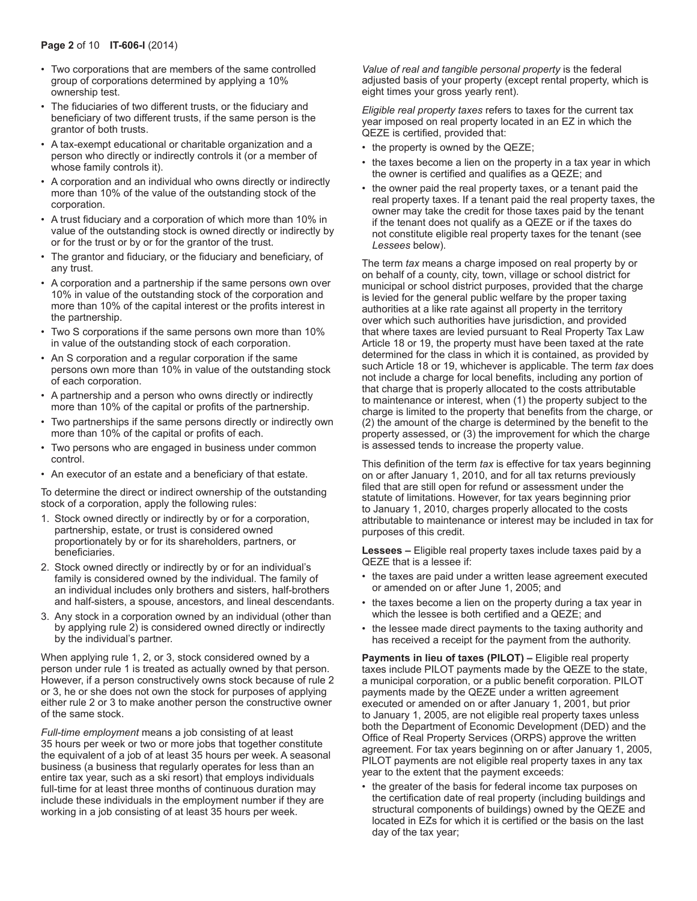- Two corporations that are members of the same controlled group of corporations determined by applying a 10% ownership test.
- The fiduciaries of two different trusts, or the fiduciary and beneficiary of two different trusts, if the same person is the grantor of both trusts.
- A tax-exempt educational or charitable organization and a person who directly or indirectly controls it (or a member of whose family controls it).
- A corporation and an individual who owns directly or indirectly more than 10% of the value of the outstanding stock of the corporation.
- A trust fiduciary and a corporation of which more than 10% in value of the outstanding stock is owned directly or indirectly by or for the trust or by or for the grantor of the trust.
- The grantor and fiduciary, or the fiduciary and beneficiary, of any trust.
- A corporation and a partnership if the same persons own over 10% in value of the outstanding stock of the corporation and more than 10% of the capital interest or the profits interest in the partnership.
- Two S corporations if the same persons own more than 10% in value of the outstanding stock of each corporation.
- An S corporation and a regular corporation if the same persons own more than 10% in value of the outstanding stock of each corporation.
- A partnership and a person who owns directly or indirectly more than 10% of the capital or profits of the partnership.
- Two partnerships if the same persons directly or indirectly own more than 10% of the capital or profits of each.
- Two persons who are engaged in business under common control.
- An executor of an estate and a beneficiary of that estate.

To determine the direct or indirect ownership of the outstanding stock of a corporation, apply the following rules:

1. Stock owned directly or indirectly by or for a corporation, partnership, estate, or trust is considered owned proportionately by or for its shareholders, partners, or beneficiaries.
2. Stock owned directly or indirectly by or for an individual's family is considered owned by the individual. The family of an individual includes only brothers and sisters, half-brothers and half-sisters, a spouse, ancestors, and lineal descendants.
3. Any stock in a corporation owned by an individual (other than by applying rule 2) is considered owned directly or indirectly by the individual's partner.

When applying rule 1, 2, or 3, stock considered owned by a person under rule 1 is treated as actually owned by that person. However, if a person constructively owns stock because of rule 2 or 3, he or she does not own the stock for purposes of applying either rule 2 or 3 to make another person the constructive owner of the same stock.

*Full-time employment* means a job consisting of at least 35 hours per week or two or more jobs that together constitute the equivalent of a job of at least 35 hours per week. A seasonal business (a business that regularly operates for less than an entire tax year, such as a ski resort) that employs individuals full-time for at least three months of continuous duration may include these individuals in the employment number if they are working in a job consisting of at least 35 hours per week.

*Value of real and tangible personal property* is the federal adjusted basis of your property (except rental property, which is eight times your gross yearly rent).

*Eligible real property taxes* refers to taxes for the current tax year imposed on real property located in an EZ in which the QEZE is certified, provided that:

- the property is owned by the QEZE;
- the taxes become a lien on the property in a tax year in which the owner is certified and qualifies as a QEZE; and
- the owner paid the real property taxes, or a tenant paid the real property taxes. If a tenant paid the real property taxes, the owner may take the credit for those taxes paid by the tenant if the tenant does not qualify as a QEZE or if the taxes do not constitute eligible real property taxes for the tenant (see *Lessees* below).

The term *tax* means a charge imposed on real property by or on behalf of a county, city, town, village or school district for municipal or school district purposes, provided that the charge is levied for the general public welfare by the proper taxing authorities at a like rate against all property in the territory over which such authorities have jurisdiction, and provided that where taxes are levied pursuant to Real Property Tax Law Article 18 or 19, the property must have been taxed at the rate determined for the class in which it is contained, as provided by such Article 18 or 19, whichever is applicable. The term *tax* does not include a charge for local benefits, including any portion of that charge that is properly allocated to the costs attributable to maintenance or interest, when (1) the property subject to the charge is limited to the property that benefits from the charge, or (2) the amount of the charge is determined by the benefit to the property assessed, or (3) the improvement for which the charge is assessed tends to increase the property value.

This definition of the term *tax* is effective for tax years beginning on or after January 1, 2010, and for all tax returns previously filed that are still open for refund or assessment under the statute of limitations. However, for tax years beginning prior to January 1, 2010, charges properly allocated to the costs attributable to maintenance or interest may be included in tax for purposes of this credit.

**Lessees –** Eligible real property taxes include taxes paid by a QEZE that is a lessee if:

- the taxes are paid under a written lease agreement executed or amended on or after June 1, 2005; and
- the taxes become a lien on the property during a tax year in which the lessee is both certified and a QEZE; and
- the lessee made direct payments to the taxing authority and has received a receipt for the payment from the authority.

**Payments in lieu of taxes (PILOT) –** Eligible real property taxes include PILOT payments made by the QEZE to the state, a municipal corporation, or a public benefit corporation. PILOT payments made by the QEZE under a written agreement executed or amended on or after January 1, 2001, but prior to January 1, 2005, are not eligible real property taxes unless both the Department of Economic Development (DED) and the Office of Real Property Services (ORPS) approve the written agreement. For tax years beginning on or after January 1, 2005, PILOT payments are not eligible real property taxes in any tax year to the extent that the payment exceeds:

- the greater of the basis for federal income tax purposes on the certification date of real property (including buildings and structural components of buildings) owned by the QEZE and located in EZs for which it is certified or the basis on the last day of the tax year;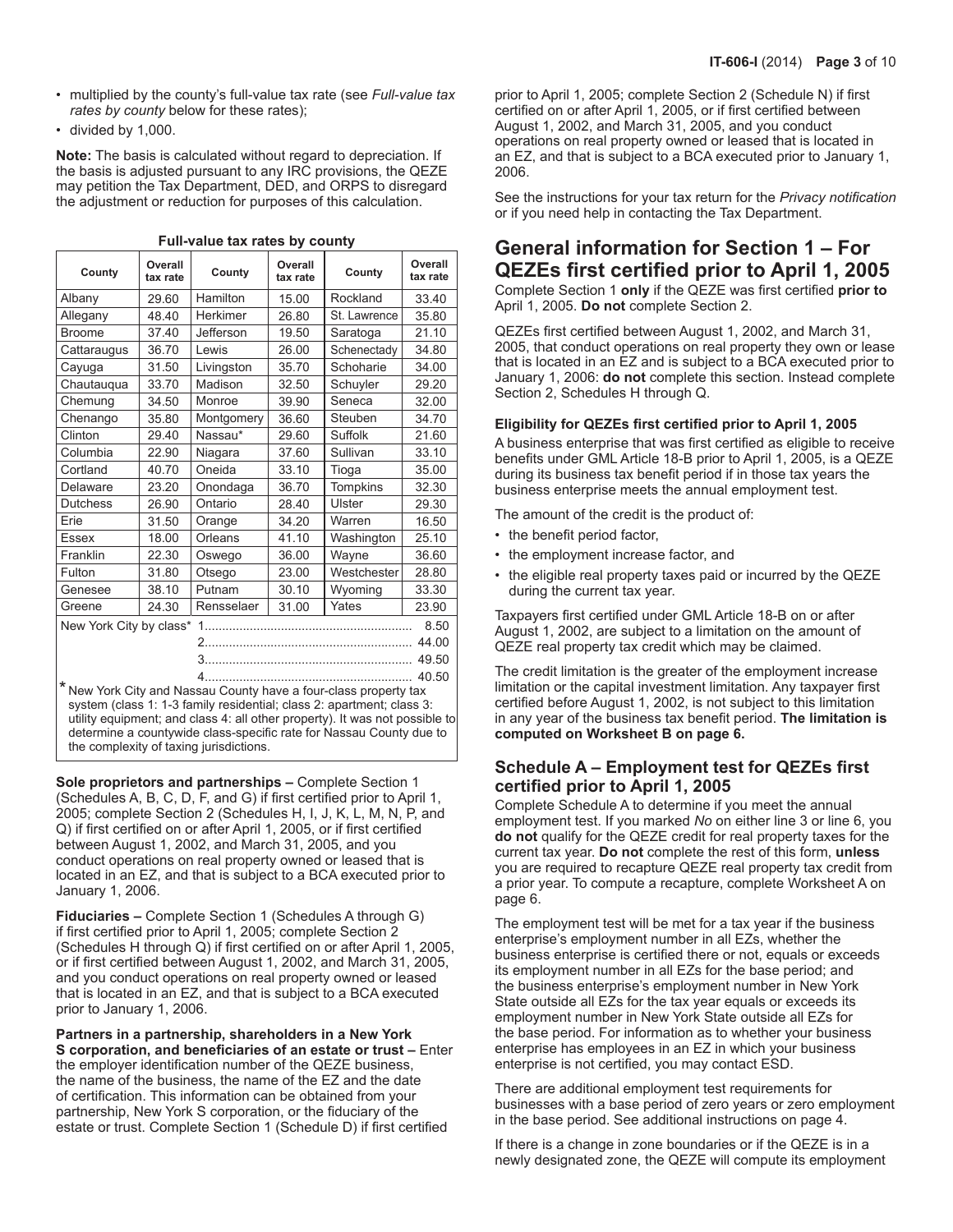- multiplied by the county's full-value tax rate (see *Full-value tax rates by county* below for these rates);
- divided by 1,000.

**Note:** The basis is calculated without regard to depreciation. If the basis is adjusted pursuant to any IRC provisions, the QEZE may petition the Tax Department, DED, and ORPS to disregard the adjustment or reduction for purposes of this calculation.

**Full-value tax rates by county**

| County | Overall tax rate | County | Overall tax rate | County | Overall tax rate |
|---|---|---|---|---|---|
| Albany | 29.60 | Hamilton | 15.00 | Rockland | 33.40 |
| Allegany | 48.40 | Herkimer | 26.80 | St. Lawrence | 35.80 |
| Broome | 37.40 | Jefferson | 19.50 | Saratoga | 21.10 |
| Cattaraugus | 36.70 | Lewis | 26.00 | Schenectady | 34.80 |
| Cayuga | 31.50 | Livingston | 35.70 | Schoharie | 34.00 |
| Chautauqua | 33.70 | Madison | 32.50 | Schuyler | 29.20 |
| Chemung | 34.50 | Monroe | 39.90 | Seneca | 32.00 |
| Chenango | 35.80 | Montgomery | 36.60 | Steuben | 34.70 |
| Clinton | 29.40 | Nassau* | 29.60 | Suffolk | 21.60 |
| Columbia | 22.90 | Niagara | 37.60 | Sullivan | 33.10 |
| Cortland | 40.70 | Oneida | 33.10 | Tioga | 35.00 |
| Delaware | 23.20 | Onondaga | 36.70 | Tompkins | 32.30 |
| Dutchess | 26.90 | Ontario | 28.40 | Ulster | 29.30 |
| Erie | 31.50 | Orange | 34.20 | Warren | 16.50 |
| Essex | 18.00 | Orleans | 41.10 | Washington | 25.10 |
| Franklin | 22.30 | Oswego | 36.00 | Wayne | 36.60 |
| Fulton | 31.80 | Otsego | 23.00 | Westchester | 28.80 |
| Genesee | 38.10 | Putnam | 30.10 | Wyoming | 33.30 |
| Greene | 24.30 | Rensselaer | 31.00 | Yates | 23.90 |

New York City by class* 1 .......... 8.50
2 .......... 44.00
3 .......... 49.50
4 .......... 40.50

\* New York City and Nassau County have a four-class property tax system (class 1: 1-3 family residential; class 2: apartment; class 3: utility equipment; and class 4: all other property). It was not possible to determine a countywide class-specific rate for Nassau County due to the complexity of taxing jurisdictions.

**Sole proprietors and partnerships –** Complete Section 1 (Schedules A, B, C, D, F, and G) if first certified prior to April 1, 2005; complete Section 2 (Schedules H, I, J, K, L, M, N, P, and Q) if first certified on or after April 1, 2005, or if first certified between August 1, 2002, and March 31, 2005, and you conduct operations on real property owned or leased that is located in an EZ, and that is subject to a BCA executed prior to January 1, 2006.

**Fiduciaries –** Complete Section 1 (Schedules A through G) if first certified prior to April 1, 2005; complete Section 2 (Schedules H through Q) if first certified on or after April 1, 2005, or if first certified between August 1, 2002, and March 31, 2005, and you conduct operations on real property owned or leased that is located in an EZ, and that is subject to a BCA executed prior to January 1, 2006.

**Partners in a partnership, shareholders in a New York S corporation, and beneficiaries of an estate or trust –** Enter the employer identification number of the QEZE business, the name of the business, the name of the EZ and the date of certification. This information can be obtained from your partnership, New York S corporation, or the fiduciary of the estate or trust. Complete Section 1 (Schedule D) if first certified prior to April 1, 2005; complete Section 2 (Schedule N) if first certified on or after April 1, 2005, or if first certified between August 1, 2002, and March 31, 2005, and you conduct operations on real property owned or leased that is located in an EZ, and that is subject to a BCA executed prior to January 1, 2006.

See the instructions for your tax return for the *Privacy notification* or if you need help in contacting the Tax Department.

## General information for Section 1 – For QEZEs first certified prior to April 1, 2005

Complete Section 1 **only** if the QEZE was first certified **prior to** April 1, 2005. **Do not** complete Section 2.

QEZEs first certified between August 1, 2002, and March 31, 2005, that conduct operations on real property they own or lease that is located in an EZ and is subject to a BCA executed prior to January 1, 2006: **do not** complete this section. Instead complete Section 2, Schedules H through Q.

#### Eligibility for QEZEs first certified prior to April 1, 2005

A business enterprise that was first certified as eligible to receive benefits under GML Article 18-B prior to April 1, 2005, is a QEZE during its business tax benefit period if in those tax years the business enterprise meets the annual employment test.

The amount of the credit is the product of:

- the benefit period factor,
- the employment increase factor, and
- the eligible real property taxes paid or incurred by the QEZE during the current tax year.

Taxpayers first certified under GML Article 18-B on or after August 1, 2002, are subject to a limitation on the amount of QEZE real property tax credit which may be claimed.

The credit limitation is the greater of the employment increase limitation or the capital investment limitation. Any taxpayer first certified before August 1, 2002, is not subject to this limitation in any year of the business tax benefit period. **The limitation is computed on Worksheet B on page 6.**

### Schedule A – Employment test for QEZEs first certified prior to April 1, 2005

Complete Schedule A to determine if you meet the annual employment test. If you marked *No* on either line 3 or line 6, you **do not** qualify for the QEZE credit for real property taxes for the current tax year. **Do not** complete the rest of this form, **unless** you are required to recapture QEZE real property tax credit from a prior year. To compute a recapture, complete Worksheet A on page 6.

The employment test will be met for a tax year if the business enterprise's employment number in all EZs, whether the business enterprise is certified there or not, equals or exceeds its employment number in all EZs for the base period; and the business enterprise's employment number in New York State outside all EZs for the tax year equals or exceeds its employment number in New York State outside all EZs for the base period. For information as to whether your business enterprise has employees in an EZ in which your business enterprise is not certified, you may contact ESD.

There are additional employment test requirements for businesses with a base period of zero years or zero employment in the base period. See additional instructions on page 4.

If there is a change in zone boundaries or if the QEZE is in a newly designated zone, the QEZE will compute its employment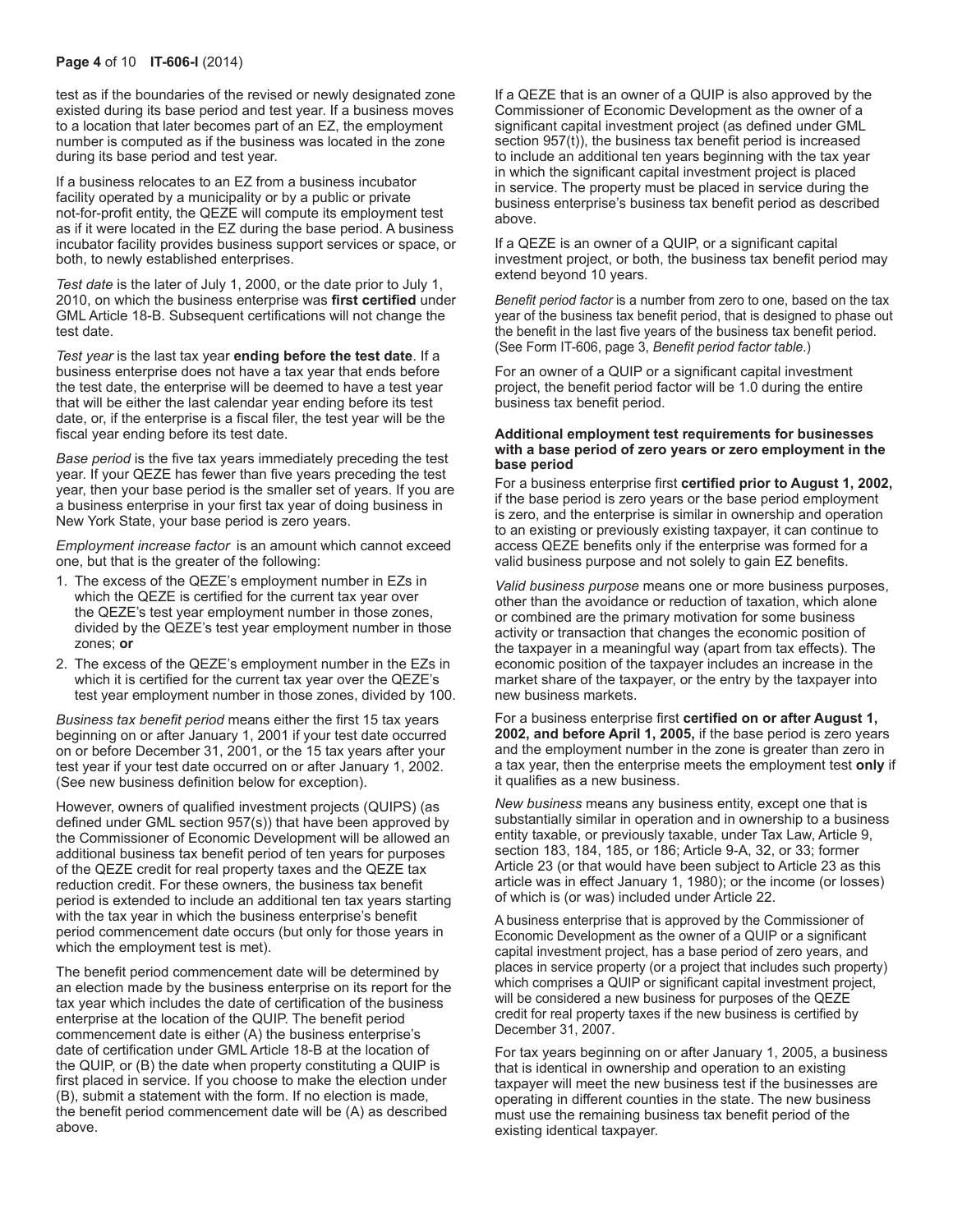test as if the boundaries of the revised or newly designated zone existed during its base period and test year. If a business moves to a location that later becomes part of an EZ, the employment number is computed as if the business was located in the zone during its base period and test year.

If a business relocates to an EZ from a business incubator facility operated by a municipality or by a public or private not-for-profit entity, the QEZE will compute its employment test as if it were located in the EZ during the base period. A business incubator facility provides business support services or space, or both, to newly established enterprises.

*Test date* is the later of July 1, 2000, or the date prior to July 1, 2010, on which the business enterprise was **first certified** under GML Article 18-B. Subsequent certifications will not change the test date.

*Test year* is the last tax year **ending before the test date**. If a business enterprise does not have a tax year that ends before the test date, the enterprise will be deemed to have a test year that will be either the last calendar year ending before its test date, or, if the enterprise is a fiscal filer, the test year will be the fiscal year ending before its test date.

*Base period* is the five tax years immediately preceding the test year. If your QEZE has fewer than five years preceding the test year, then your base period is the smaller set of years. If you are a business enterprise in your first tax year of doing business in New York State, your base period is zero years.

*Employment increase factor* is an amount which cannot exceed one, but that is the greater of the following:

1. The excess of the QEZE's employment number in EZs in which the QEZE is certified for the current tax year over the QEZE's test year employment number in those zones, divided by the QEZE's test year employment number in those zones; **or**
2. The excess of the QEZE's employment number in the EZs in which it is certified for the current tax year over the QEZE's test year employment number in those zones, divided by 100.

*Business tax benefit period* means either the first 15 tax years beginning on or after January 1, 2001 if your test date occurred on or before December 31, 2001, or the 15 tax years after your test year if your test date occurred on or after January 1, 2002. (See new business definition below for exception).

However, owners of qualified investment projects (QUIPS) (as defined under GML section 957(s)) that have been approved by the Commissioner of Economic Development will be allowed an additional business tax benefit period of ten years for purposes of the QEZE credit for real property taxes and the QEZE tax reduction credit. For these owners, the business tax benefit period is extended to include an additional ten tax years starting with the tax year in which the business enterprise's benefit period commencement date occurs (but only for those years in which the employment test is met).

The benefit period commencement date will be determined by an election made by the business enterprise on its report for the tax year which includes the date of certification of the business enterprise at the location of the QUIP. The benefit period commencement date is either (A) the business enterprise's date of certification under GML Article 18-B at the location of the QUIP, or (B) the date when property constituting a QUIP is first placed in service. If you choose to make the election under (B), submit a statement with the form. If no election is made, the benefit period commencement date will be (A) as described above.

If a QEZE that is an owner of a QUIP is also approved by the Commissioner of Economic Development as the owner of a significant capital investment project (as defined under GML section 957(t)), the business tax benefit period is increased to include an additional ten years beginning with the tax year in which the significant capital investment project is placed in service. The property must be placed in service during the business enterprise's business tax benefit period as described above.

If a QEZE is an owner of a QUIP, or a significant capital investment project, or both, the business tax benefit period may extend beyond 10 years.

*Benefit period factor* is a number from zero to one, based on the tax year of the business tax benefit period, that is designed to phase out the benefit in the last five years of the business tax benefit period. (See Form IT-606, page 3, *Benefit period factor table*.)

For an owner of a QUIP or a significant capital investment project, the benefit period factor will be 1.0 during the entire business tax benefit period.

**Additional employment test requirements for businesses with a base period of zero years or zero employment in the base period**

For a business enterprise first **certified prior to August 1, 2002,** if the base period is zero years or the base period employment is zero, and the enterprise is similar in ownership and operation to an existing or previously existing taxpayer, it can continue to access QEZE benefits only if the enterprise was formed for a valid business purpose and not solely to gain EZ benefits.

*Valid business purpose* means one or more business purposes, other than the avoidance or reduction of taxation, which alone or combined are the primary motivation for some business activity or transaction that changes the economic position of the taxpayer in a meaningful way (apart from tax effects). The economic position of the taxpayer includes an increase in the market share of the taxpayer, or the entry by the taxpayer into new business markets.

For a business enterprise first **certified on or after August 1, 2002, and before April 1, 2005,** if the base period is zero years and the employment number in the zone is greater than zero in a tax year, then the enterprise meets the employment test **only** if it qualifies as a new business.

*New business* means any business entity, except one that is substantially similar in operation and in ownership to a business entity taxable, or previously taxable, under Tax Law, Article 9, section 183, 184, 185, or 186; Article 9-A, 32, or 33; former Article 23 (or that would have been subject to Article 23 as this article was in effect January 1, 1980); or the income (or losses) of which is (or was) included under Article 22.

A business enterprise that is approved by the Commissioner of Economic Development as the owner of a QUIP or a significant capital investment project, has a base period of zero years, and places in service property (or a project that includes such property) which comprises a QUIP or significant capital investment project, will be considered a new business for purposes of the QEZE credit for real property taxes if the new business is certified by December 31, 2007.

For tax years beginning on or after January 1, 2005, a business that is identical in ownership and operation to an existing taxpayer will meet the new business test if the businesses are operating in different counties in the state. The new business must use the remaining business tax benefit period of the existing identical taxpayer.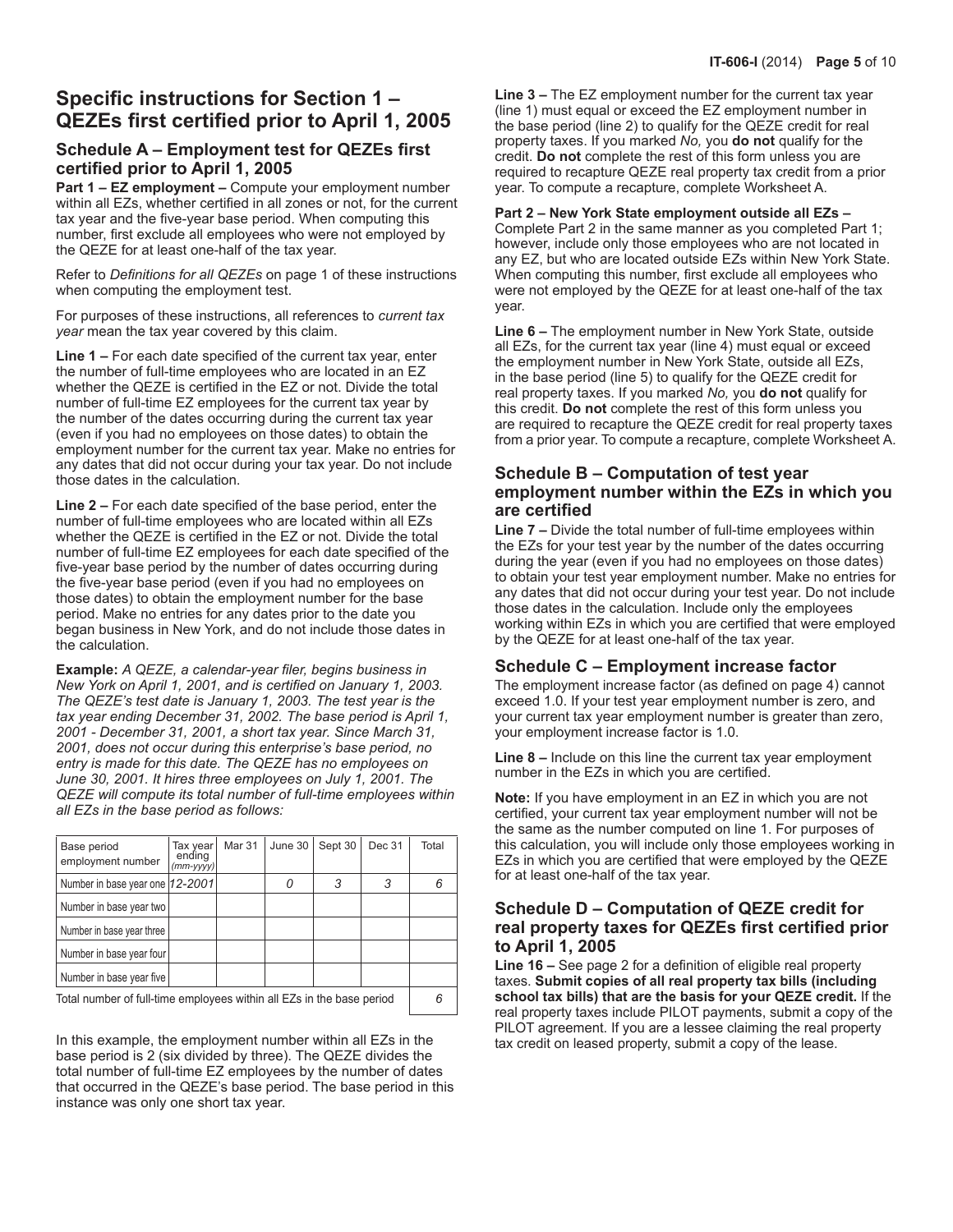## Specific instructions for Section 1 – QEZEs first certified prior to April 1, 2005

### Schedule A – Employment test for QEZEs first certified prior to April 1, 2005

**Part 1 – EZ employment –** Compute your employment number within all EZs, whether certified in all zones or not, for the current tax year and the five-year base period. When computing this number, first exclude all employees who were not employed by the QEZE for at least one-half of the tax year.

Refer to *Definitions for all QEZEs* on page 1 of these instructions when computing the employment test.

For purposes of these instructions, all references to *current tax year* mean the tax year covered by this claim.

**Line 1 –** For each date specified of the current tax year, enter the number of full-time employees who are located in an EZ whether the QEZE is certified in the EZ or not. Divide the total number of full-time EZ employees for the current tax year by the number of the dates occurring during the current tax year (even if you had no employees on those dates) to obtain the employment number for the current tax year. Make no entries for any dates that did not occur during your tax year. Do not include those dates in the calculation.

**Line 2 –** For each date specified of the base period, enter the number of full-time employees who are located within all EZs whether the QEZE is certified in the EZ or not. Divide the total number of full-time EZ employees for each date specified of the five-year base period by the number of dates occurring during the five-year base period (even if you had no employees on those dates) to obtain the employment number for the base period. Make no entries for any dates prior to the date you began business in New York, and do not include those dates in the calculation.

**Example:** *A QEZE, a calendar-year filer, begins business in New York on April 1, 2001, and is certified on January 1, 2003. The QEZE's test date is January 1, 2003. The test year is the tax year ending December 31, 2002. The base period is April 1, 2001 - December 31, 2001, a short tax year. Since March 31, 2001, does not occur during this enterprise's base period, no entry is made for this date. The QEZE has no employees on June 30, 2001. It hires three employees on July 1, 2001. The QEZE will compute its total number of full-time employees within all EZs in the base period as follows:*

| Base period employment number | Tax year ending (mm-yyyy) | Mar 31 | June 30 | Sept 30 | Dec 31 | Total |
|---|---|---|---|---|---|---|
| Number in base year one | *12-2001* | | *0* | *3* | *3* | *6* |
| Number in base year two | | | | | | |
| Number in base year three | | | | | | |
| Number in base year four | | | | | | |
| Number in base year five | | | | | | |
| Total number of full-time employees within all EZs in the base period | | | | | | *6* |

In this example, the employment number within all EZs in the base period is 2 (six divided by three). The QEZE divides the total number of full-time EZ employees by the number of dates that occurred in the QEZE's base period. The base period in this instance was only one short tax year.

**Line 3 –** The EZ employment number for the current tax year (line 1) must equal or exceed the EZ employment number in the base period (line 2) to qualify for the QEZE credit for real property taxes. If you marked *No,* you **do not** qualify for the credit. **Do not** complete the rest of this form unless you are required to recapture QEZE real property tax credit from a prior year. To compute a recapture, complete Worksheet A.

**Part 2 – New York State employment outside all EZs –** Complete Part 2 in the same manner as you completed Part 1; however, include only those employees who are not located in any EZ, but who are located outside EZs within New York State. When computing this number, first exclude all employees who were not employed by the QEZE for at least one-half of the tax year.

**Line 6 –** The employment number in New York State, outside all EZs, for the current tax year (line 4) must equal or exceed the employment number in New York State, outside all EZs, in the base period (line 5) to qualify for the QEZE credit for real property taxes. If you marked *No,* you **do not** qualify for this credit. **Do not** complete the rest of this form unless you are required to recapture the QEZE credit for real property taxes from a prior year. To compute a recapture, complete Worksheet A.

### Schedule B – Computation of test year employment number within the EZs in which you are certified

**Line 7 –** Divide the total number of full-time employees within the EZs for your test year by the number of the dates occurring during the year (even if you had no employees on those dates) to obtain your test year employment number. Make no entries for any dates that did not occur during your test year. Do not include those dates in the calculation. Include only the employees working within EZs in which you are certified that were employed by the QEZE for at least one-half of the tax year.

### Schedule C – Employment increase factor

The employment increase factor (as defined on page 4) cannot exceed 1.0. If your test year employment number is zero, and your current tax year employment number is greater than zero, your employment increase factor is 1.0.

**Line 8 –** Include on this line the current tax year employment number in the EZs in which you are certified.

**Note:** If you have employment in an EZ in which you are not certified, your current tax year employment number will not be the same as the number computed on line 1. For purposes of this calculation, you will include only those employees working in EZs in which you are certified that were employed by the QEZE for at least one-half of the tax year.

### Schedule D – Computation of QEZE credit for real property taxes for QEZEs first certified prior to April 1, 2005

**Line 16 –** See page 2 for a definition of eligible real property taxes. **Submit copies of all real property tax bills (including school tax bills) that are the basis for your QEZE credit.** If the real property taxes include PILOT payments, submit a copy of the PILOT agreement. If you are a lessee claiming the real property tax credit on leased property, submit a copy of the lease.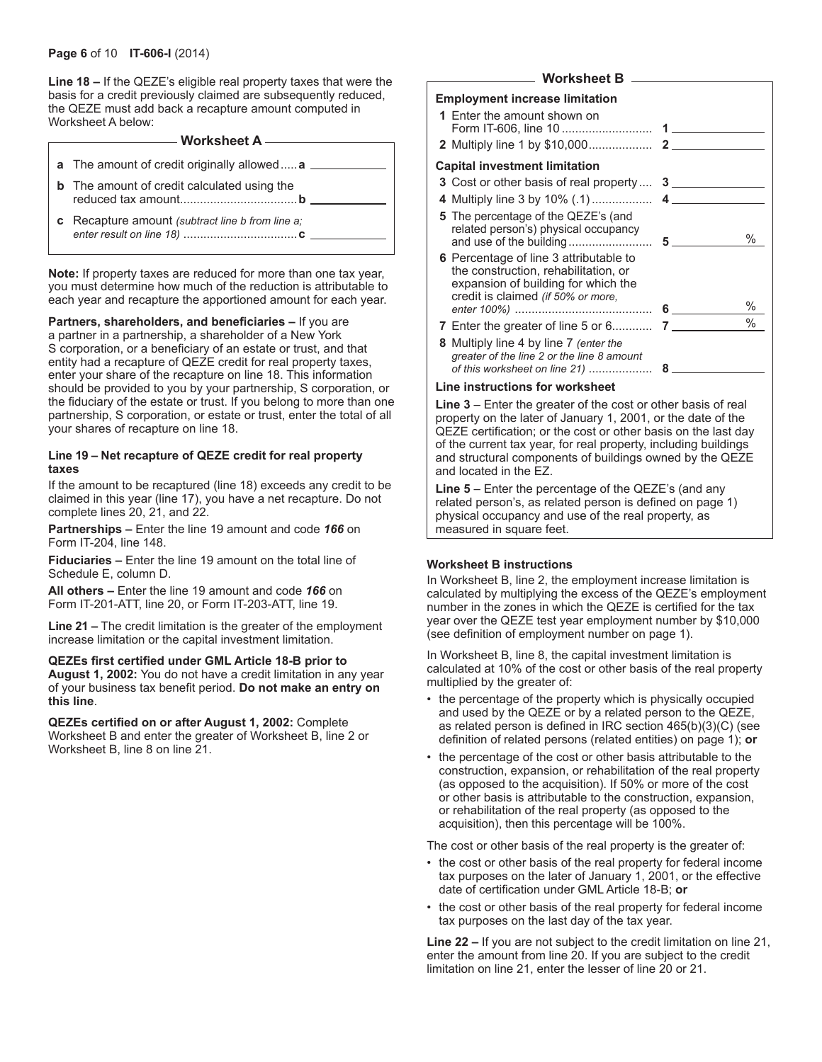**Line 18 –** If the QEZE's eligible real property taxes that were the basis for a credit previously claimed are subsequently reduced, the QEZE must add back a recapture amount computed in Worksheet A below:

### Worksheet A

| | | | |
|---|---|---|---|
| **a** | The amount of credit originally allowed | **a** | |
| **b** | The amount of credit calculated using the reduced tax amount | **b** | |
| **c** | Recapture amount *(subtract line b from line a; enter result on line 18)* | **c** | |

**Note:** If property taxes are reduced for more than one tax year, you must determine how much of the reduction is attributable to each year and recapture the apportioned amount for each year.

**Partners, shareholders, and beneficiaries –** If you are a partner in a partnership, a shareholder of a New York S corporation, or a beneficiary of an estate or trust, and that entity had a recapture of QEZE credit for real property taxes, enter your share of the recapture on line 18. This information should be provided to you by your partnership, S corporation, or the fiduciary of the estate or trust. If you belong to more than one partnership, S corporation, or estate or trust, enter the total of all your shares of recapture on line 18.

**Line 19 – Net recapture of QEZE credit for real property taxes**

If the amount to be recaptured (line 18) exceeds any credit to be claimed in this year (line 17), you have a net recapture. Do not complete lines 20, 21, and 22.

**Partnerships –** Enter the line 19 amount and code ***166*** on Form IT-204, line 148.

**Fiduciaries –** Enter the line 19 amount on the total line of Schedule E, column D.

**All others –** Enter the line 19 amount and code ***166*** on Form IT-201-ATT, line 20, or Form IT-203-ATT, line 19.

**Line 21 –** The credit limitation is the greater of the employment increase limitation or the capital investment limitation.

**QEZEs first certified under GML Article 18-B prior to August 1, 2002:** You do not have a credit limitation in any year of your business tax benefit period. **Do not make an entry on this line**.

**QEZEs certified on or after August 1, 2002:** Complete Worksheet B and enter the greater of Worksheet B, line 2 or Worksheet B, line 8 on line 21.

### Worksheet B

**Employment increase limitation**

| | | | |
|---|---|---|---|
| **1** | Enter the amount shown on Form IT-606, line 10 | **1** | |
| **2** | Multiply line 1 by $10,000 | **2** | |

**Capital investment limitation**

| | | | |
|---|---|---|---|
| **3** | Cost or other basis of real property | **3** | |
| **4** | Multiply line 3 by 10% (.1) | **4** | |
| **5** | The percentage of the QEZE's (and related person's) physical occupancy and use of the building | **5** | % |
| **6** | Percentage of line 3 attributable to the construction, rehabilitation, or expansion of building for which the credit is claimed *(if 50% or more, enter 100%)* | **6** | % |
| **7** | Enter the greater of line 5 or 6 | **7** | % |
| **8** | Multiply line 4 by line 7 *(enter the greater of the line 2 or the line 8 amount of this worksheet on line 21)* | **8** | |

**Line instructions for worksheet**

**Line 3** – Enter the greater of the cost or other basis of real property on the later of January 1, 2001, or the date of the QEZE certification; or the cost or other basis on the last day of the current tax year, for real property, including buildings and structural components of buildings owned by the QEZE and located in the EZ.

**Line 5** – Enter the percentage of the QEZE's (and any related person's, as related person is defined on page 1) physical occupancy and use of the real property, as measured in square feet.

**Worksheet B instructions**

In Worksheet B, line 2, the employment increase limitation is calculated by multiplying the excess of the QEZE's employment number in the zones in which the QEZE is certified for the tax year over the QEZE test year employment number by $10,000 (see definition of employment number on page 1).

In Worksheet B, line 8, the capital investment limitation is calculated at 10% of the cost or other basis of the real property multiplied by the greater of:

- the percentage of the property which is physically occupied and used by the QEZE or by a related person to the QEZE, as related person is defined in IRC section 465(b)(3)(C) (see definition of related persons (related entities) on page 1); **or**
- the percentage of the cost or other basis attributable to the construction, expansion, or rehabilitation of the real property (as opposed to the acquisition). If 50% or more of the cost or other basis is attributable to the construction, expansion, or rehabilitation of the real property (as opposed to the acquisition), then this percentage will be 100%.

The cost or other basis of the real property is the greater of:

- the cost or other basis of the real property for federal income tax purposes on the later of January 1, 2001, or the effective date of certification under GML Article 18-B; **or**
- the cost or other basis of the real property for federal income tax purposes on the last day of the tax year.

**Line 22 –** If you are not subject to the credit limitation on line 21, enter the amount from line 20. If you are subject to the credit limitation on line 21, enter the lesser of line 20 or 21.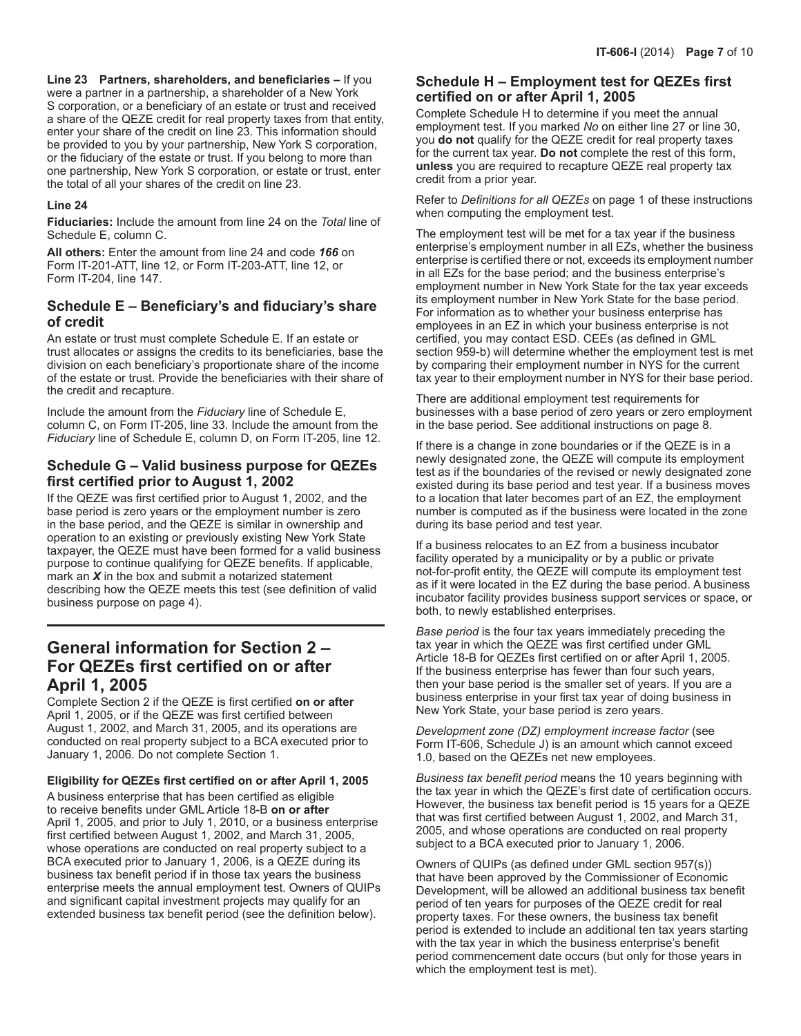**Line 23 Partners, shareholders, and beneficiaries –** If you were a partner in a partnership, a shareholder of a New York S corporation, or a beneficiary of an estate or trust and received a share of the QEZE credit for real property taxes from that entity, enter your share of the credit on line 23. This information should be provided to you by your partnership, New York S corporation, or the fiduciary of the estate or trust. If you belong to more than one partnership, New York S corporation, or estate or trust, enter the total of all your shares of the credit on line 23.

**Line 24**

**Fiduciaries:** Include the amount from line 24 on the *Total* line of Schedule E, column C.

**All others:** Enter the amount from line 24 and code ***166*** on Form IT-201-ATT, line 12, or Form IT-203-ATT, line 12, or Form IT-204, line 147.

### Schedule E – Beneficiary's and fiduciary's share of credit

An estate or trust must complete Schedule E. If an estate or trust allocates or assigns the credits to its beneficiaries, base the division on each beneficiary's proportionate share of the income of the estate or trust. Provide the beneficiaries with their share of the credit and recapture.

Include the amount from the *Fiduciary* line of Schedule E, column C, on Form IT-205, line 33. Include the amount from the *Fiduciary* line of Schedule E, column D, on Form IT-205, line 12.

### Schedule G – Valid business purpose for QEZEs first certified prior to August 1, 2002

If the QEZE was first certified prior to August 1, 2002, and the base period is zero years or the employment number is zero in the base period, and the QEZE is similar in ownership and operation to an existing or previously existing New York State taxpayer, the QEZE must have been formed for a valid business purpose to continue qualifying for QEZE benefits. If applicable, mark an ***X*** in the box and submit a notarized statement describing how the QEZE meets this test (see definition of valid business purpose on page 4).

## General information for Section 2 – For QEZEs first certified on or after April 1, 2005

Complete Section 2 if the QEZE is first certified **on or after** April 1, 2005, or if the QEZE was first certified between August 1, 2002, and March 31, 2005, and its operations are conducted on real property subject to a BCA executed prior to January 1, 2006. Do not complete Section 1.

**Eligibility for QEZEs first certified on or after April 1, 2005**

A business enterprise that has been certified as eligible to receive benefits under GML Article 18-B **on or after** April 1, 2005, and prior to July 1, 2010, or a business enterprise first certified between August 1, 2002, and March 31, 2005, whose operations are conducted on real property subject to a BCA executed prior to January 1, 2006, is a QEZE during its business tax benefit period if in those tax years the business enterprise meets the annual employment test. Owners of QUIPs and significant capital investment projects may qualify for an extended business tax benefit period (see the definition below).

### Schedule H – Employment test for QEZEs first certified on or after April 1, 2005

Complete Schedule H to determine if you meet the annual employment test. If you marked *No* on either line 27 or line 30, you **do not** qualify for the QEZE credit for real property taxes for the current tax year. **Do not** complete the rest of this form, **unless** you are required to recapture QEZE real property tax credit from a prior year.

Refer to *Definitions for all QEZEs* on page 1 of these instructions when computing the employment test.

The employment test will be met for a tax year if the business enterprise's employment number in all EZs, whether the business enterprise is certified there or not, exceeds its employment number in all EZs for the base period; and the business enterprise's employment number in New York State for the tax year exceeds its employment number in New York State for the base period. For information as to whether your business enterprise has employees in an EZ in which your business enterprise is not certified, you may contact ESD. CEEs (as defined in GML section 959-b) will determine whether the employment test is met by comparing their employment number in NYS for the current tax year to their employment number in NYS for their base period.

There are additional employment test requirements for businesses with a base period of zero years or zero employment in the base period. See additional instructions on page 8.

If there is a change in zone boundaries or if the QEZE is in a newly designated zone, the QEZE will compute its employment test as if the boundaries of the revised or newly designated zone existed during its base period and test year. If a business moves to a location that later becomes part of an EZ, the employment number is computed as if the business were located in the zone during its base period and test year.

If a business relocates to an EZ from a business incubator facility operated by a municipality or by a public or private not-for-profit entity, the QEZE will compute its employment test as if it were located in the EZ during the base period. A business incubator facility provides business support services or space, or both, to newly established enterprises.

*Base period* is the four tax years immediately preceding the tax year in which the QEZE was first certified under GML Article 18-B for QEZEs first certified on or after April 1, 2005. If the business enterprise has fewer than four such years, then your base period is the smaller set of years. If you are a business enterprise in your first tax year of doing business in New York State, your base period is zero years.

*Development zone (DZ) employment increase factor* (see Form IT-606, Schedule J) is an amount which cannot exceed 1.0, based on the QEZEs net new employees.

*Business tax benefit period* means the 10 years beginning with the tax year in which the QEZE's first date of certification occurs. However, the business tax benefit period is 15 years for a QEZE that was first certified between August 1, 2002, and March 31, 2005, and whose operations are conducted on real property subject to a BCA executed prior to January 1, 2006.

Owners of QUIPs (as defined under GML section 957(s)) that have been approved by the Commissioner of Economic Development, will be allowed an additional business tax benefit period of ten years for purposes of the QEZE credit for real property taxes. For these owners, the business tax benefit period is extended to include an additional ten tax years starting with the tax year in which the business enterprise's benefit period commencement date occurs (but only for those years in which the employment test is met).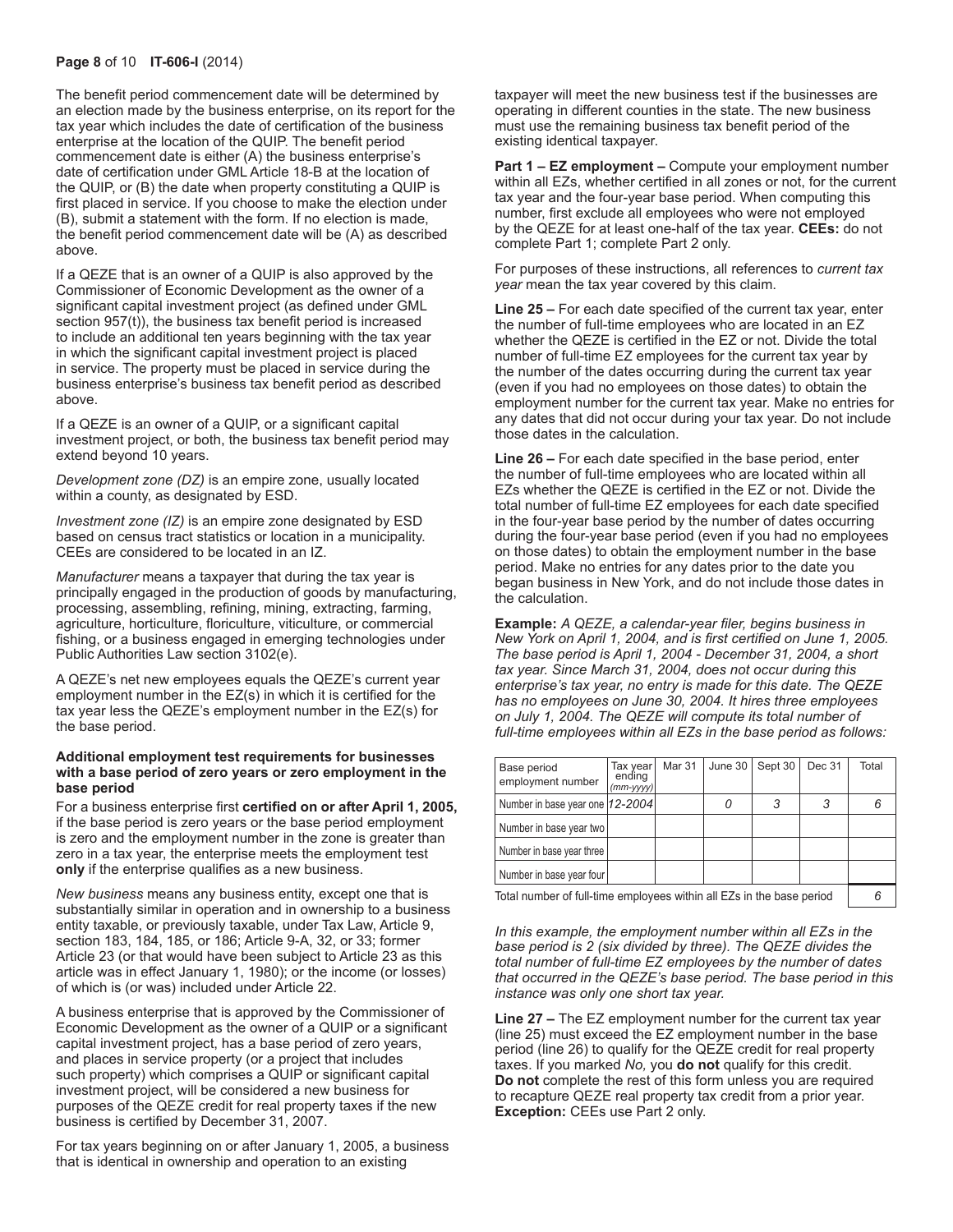The benefit period commencement date will be determined by an election made by the business enterprise, on its report for the tax year which includes the date of certification of the business enterprise at the location of the QUIP. The benefit period commencement date is either (A) the business enterprise's date of certification under GML Article 18-B at the location of the QUIP, or (B) the date when property constituting a QUIP is first placed in service. If you choose to make the election under (B), submit a statement with the form. If no election is made, the benefit period commencement date will be (A) as described above.

If a QEZE that is an owner of a QUIP is also approved by the Commissioner of Economic Development as the owner of a significant capital investment project (as defined under GML section 957(t)), the business tax benefit period is increased to include an additional ten years beginning with the tax year in which the significant capital investment project is placed in service. The property must be placed in service during the business enterprise's business tax benefit period as described above.

If a QEZE is an owner of a QUIP, or a significant capital investment project, or both, the business tax benefit period may extend beyond 10 years.

*Development zone (DZ)* is an empire zone, usually located within a county, as designated by ESD.

*Investment zone (IZ)* is an empire zone designated by ESD based on census tract statistics or location in a municipality. CEEs are considered to be located in an IZ.

*Manufacturer* means a taxpayer that during the tax year is principally engaged in the production of goods by manufacturing, processing, assembling, refining, mining, extracting, farming, agriculture, horticulture, floriculture, viticulture, or commercial fishing, or a business engaged in emerging technologies under Public Authorities Law section 3102(e).

A QEZE's net new employees equals the QEZE's current year employment number in the EZ(s) in which it is certified for the tax year less the QEZE's employment number in the EZ(s) for the base period.

**Additional employment test requirements for businesses with a base period of zero years or zero employment in the base period**

For a business enterprise first **certified on or after April 1, 2005,** if the base period is zero years or the base period employment is zero and the employment number in the zone is greater than zero in a tax year, the enterprise meets the employment test **only** if the enterprise qualifies as a new business.

*New business* means any business entity, except one that is substantially similar in operation and in ownership to a business entity taxable, or previously taxable, under Tax Law, Article 9, section 183, 184, 185, or 186; Article 9-A, 32, or 33; former Article 23 (or that would have been subject to Article 23 as this article was in effect January 1, 1980); or the income (or losses) of which is (or was) included under Article 22.

A business enterprise that is approved by the Commissioner of Economic Development as the owner of a QUIP or a significant capital investment project, has a base period of zero years, and places in service property (or a project that includes such property) which comprises a QUIP or significant capital investment project, will be considered a new business for purposes of the QEZE credit for real property taxes if the new business is certified by December 31, 2007.

For tax years beginning on or after January 1, 2005, a business that is identical in ownership and operation to an existing taxpayer will meet the new business test if the businesses are operating in different counties in the state. The new business must use the remaining business tax benefit period of the existing identical taxpayer.

**Part 1 – EZ employment –** Compute your employment number within all EZs, whether certified in all zones or not, for the current tax year and the four-year base period. When computing this number, first exclude all employees who were not employed by the QEZE for at least one-half of the tax year. **CEEs:** do not complete Part 1; complete Part 2 only.

For purposes of these instructions, all references to *current tax year* mean the tax year covered by this claim.

**Line 25 –** For each date specified of the current tax year, enter the number of full-time employees who are located in an EZ whether the QEZE is certified in the EZ or not. Divide the total number of full-time EZ employees for the current tax year by the number of the dates occurring during the current tax year (even if you had no employees on those dates) to obtain the employment number for the current tax year. Make no entries for any dates that did not occur during your tax year. Do not include those dates in the calculation.

**Line 26 –** For each date specified in the base period, enter the number of full-time employees who are located within all EZs whether the QEZE is certified in the EZ or not. Divide the total number of full-time EZ employees for each date specified in the four-year base period by the number of dates occurring during the four-year base period (even if you had no employees on those dates) to obtain the employment number in the base period. Make no entries for any dates prior to the date you began business in New York, and do not include those dates in the calculation.

***Example:*** *A QEZE, a calendar-year filer, begins business in New York on April 1, 2004, and is first certified on June 1, 2005. The base period is April 1, 2004 - December 31, 2004, a short tax year. Since March 31, 2004, does not occur during this enterprise's tax year, no entry is made for this date. The QEZE has no employees on June 30, 2004. It hires three employees on July 1, 2004. The QEZE will compute its total number of full-time employees within all EZs in the base period as follows:*

| Base period employment number | Tax year ending (mm-yyyy) | Mar 31 | June 30 | Sept 30 | Dec 31 | Total |
|---|---|---|---|---|---|---|
| Number in base year one | *12-2004* | | *0* | *3* | *3* | *6* |
| Number in base year two | | | | | | |
| Number in base year three | | | | | | |
| Number in base year four | | | | | | |
| Total number of full-time employees within all EZs in the base period | | | | | | *6* |

*In this example, the employment number within all EZs in the base period is 2 (six divided by three). The QEZE divides the total number of full-time EZ employees by the number of dates that occurred in the QEZE's base period. The base period in this instance was only one short tax year.*

**Line 27 –** The EZ employment number for the current tax year (line 25) must exceed the EZ employment number in the base period (line 26) to qualify for the QEZE credit for real property taxes. If you marked *No,* you **do not** qualify for this credit. **Do not** complete the rest of this form unless you are required to recapture QEZE real property tax credit from a prior year. **Exception:** CEEs use Part 2 only.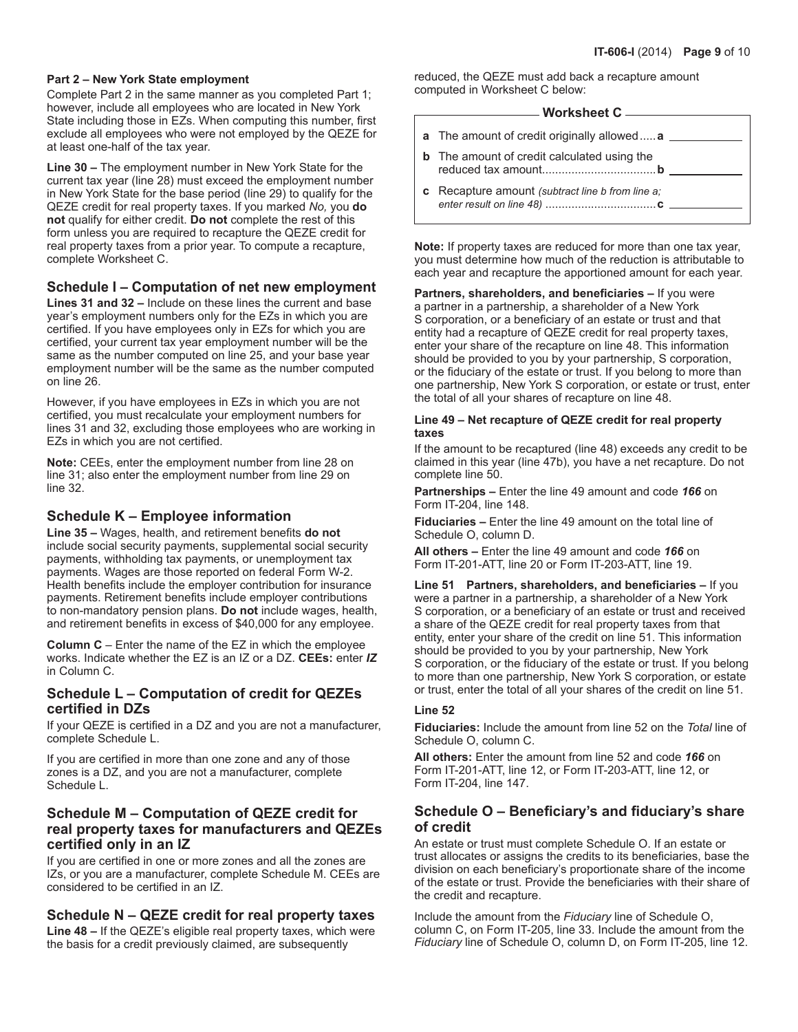**Part 2 – New York State employment**

Complete Part 2 in the same manner as you completed Part 1; however, include all employees who are located in New York State including those in EZs. When computing this number, first exclude all employees who were not employed by the QEZE for at least one-half of the tax year.

**Line 30 –** The employment number in New York State for the current tax year (line 28) must exceed the employment number in New York State for the base period (line 29) to qualify for the QEZE credit for real property taxes. If you marked *No,* you **do not** qualify for either credit. **Do not** complete the rest of this form unless you are required to recapture the QEZE credit for real property taxes from a prior year. To compute a recapture, complete Worksheet C.

## Schedule I – Computation of net new employment

**Lines 31 and 32 –** Include on these lines the current and base year's employment numbers only for the EZs in which you are certified. If you have employees only in EZs for which you are certified, your current tax year employment number will be the same as the number computed on line 25, and your base year employment number will be the same as the number computed on line 26.

However, if you have employees in EZs in which you are not certified, you must recalculate your employment numbers for lines 31 and 32, excluding those employees who are working in EZs in which you are not certified.

**Note:** CEEs, enter the employment number from line 28 on line 31; also enter the employment number from line 29 on line 32.

## Schedule K – Employee information

**Line 35 –** Wages, health, and retirement benefits **do not** include social security payments, supplemental social security payments, withholding tax payments, or unemployment tax payments. Wages are those reported on federal Form W-2. Health benefits include the employer contribution for insurance payments. Retirement benefits include employer contributions to non-mandatory pension plans. **Do not** include wages, health, and retirement benefits in excess of $40,000 for any employee.

**Column C** – Enter the name of the EZ in which the employee works. Indicate whether the EZ is an IZ or a DZ. **CEEs:** enter ***IZ*** in Column C.

## Schedule L – Computation of credit for QEZEs certified in DZs

If your QEZE is certified in a DZ and you are not a manufacturer, complete Schedule L.

If you are certified in more than one zone and any of those zones is a DZ, and you are not a manufacturer, complete Schedule L.

## Schedule M – Computation of QEZE credit for real property taxes for manufacturers and QEZEs certified only in an IZ

If you are certified in one or more zones and all the zones are IZs, or you are a manufacturer, complete Schedule M. CEEs are considered to be certified in an IZ.

## Schedule N – QEZE credit for real property taxes

**Line 48 –** If the QEZE's eligible real property taxes, which were the basis for a credit previously claimed, are subsequently reduced, the QEZE must add back a recapture amount computed in Worksheet C below:

**Worksheet C**

| | | |
|---|---|---|
| **a** | The amount of credit originally allowed | **a** ______ |
| **b** | The amount of credit calculated using the reduced tax amount | **b** ______ |
| **c** | Recapture amount *(subtract line b from line a; enter result on line 48)* | **c** ______ |

**Note:** If property taxes are reduced for more than one tax year, you must determine how much of the reduction is attributable to each year and recapture the apportioned amount for each year.

**Partners, shareholders, and beneficiaries –** If you were a partner in a partnership, a shareholder of a New York S corporation, or a beneficiary of an estate or trust and that entity had a recapture of QEZE credit for real property taxes, enter your share of the recapture on line 48. This information should be provided to you by your partnership, S corporation, or the fiduciary of the estate or trust. If you belong to more than one partnership, New York S corporation, or estate or trust, enter the total of all your shares of recapture on line 48.

**Line 49 – Net recapture of QEZE credit for real property taxes**

If the amount to be recaptured (line 48) exceeds any credit to be claimed in this year (line 47b), you have a net recapture. Do not complete line 50.

**Partnerships –** Enter the line 49 amount and code ***166*** on Form IT-204, line 148.

**Fiduciaries –** Enter the line 49 amount on the total line of Schedule O, column D.

**All others –** Enter the line 49 amount and code ***166*** on Form IT-201-ATT, line 20 or Form IT-203-ATT, line 19.

**Line 51 Partners, shareholders, and beneficiaries –** If you were a partner in a partnership, a shareholder of a New York S corporation, or a beneficiary of an estate or trust and received a share of the QEZE credit for real property taxes from that entity, enter your share of the credit on line 51. This information should be provided to you by your partnership, New York S corporation, or the fiduciary of the estate or trust. If you belong to more than one partnership, New York S corporation, or estate or trust, enter the total of all your shares of the credit on line 51.

**Line 52**

**Fiduciaries:** Include the amount from line 52 on the *Total* line of Schedule O, column C.

**All others:** Enter the amount from line 52 and code ***166*** on Form IT-201-ATT, line 12, or Form IT-203-ATT, line 12, or Form IT-204, line 147.

## Schedule O – Beneficiary's and fiduciary's share of credit

An estate or trust must complete Schedule O. If an estate or trust allocates or assigns the credits to its beneficiaries, base the division on each beneficiary's proportionate share of the income of the estate or trust. Provide the beneficiaries with their share of the credit and recapture.

Include the amount from the *Fiduciary* line of Schedule O, column C, on Form IT-205, line 33. Include the amount from the *Fiduciary* line of Schedule O, column D, on Form IT-205, line 12.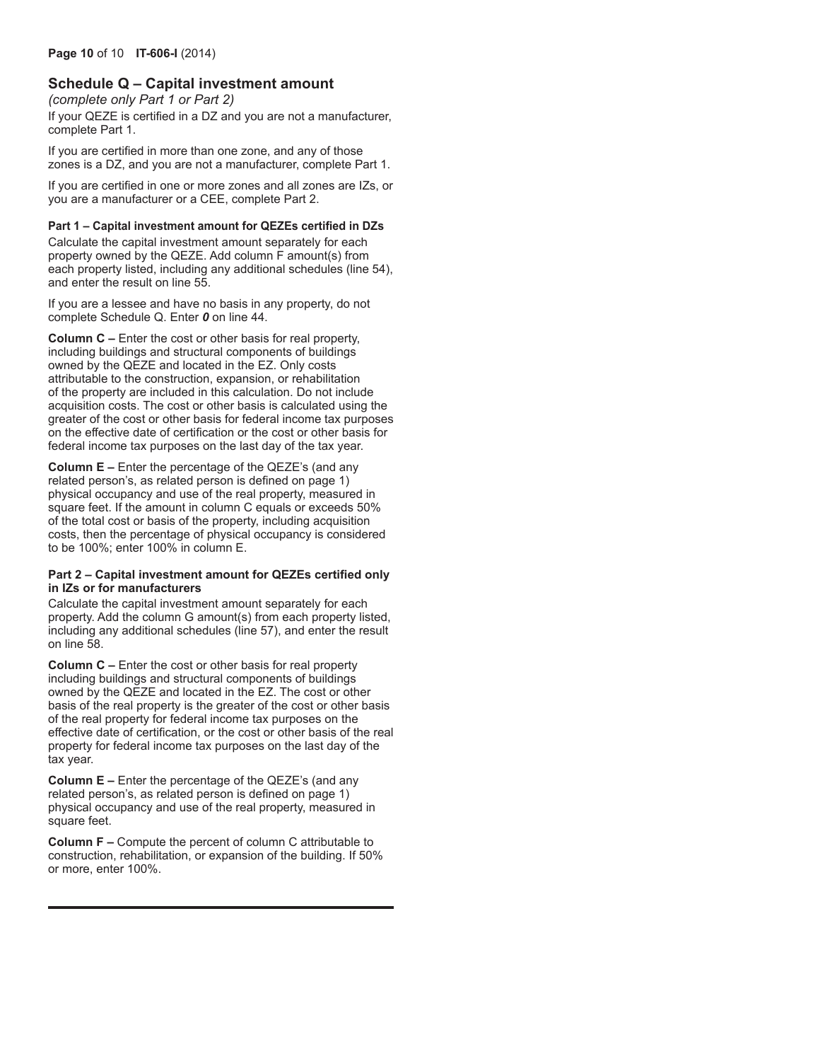## Schedule Q – Capital investment amount

*(complete only Part 1 or Part 2)*

If your QEZE is certified in a DZ and you are not a manufacturer, complete Part 1.

If you are certified in more than one zone, and any of those zones is a DZ, and you are not a manufacturer, complete Part 1.

If you are certified in one or more zones and all zones are IZs, or you are a manufacturer or a CEE, complete Part 2.

#### Part 1 – Capital investment amount for QEZEs certified in DZs

Calculate the capital investment amount separately for each property owned by the QEZE. Add column F amount(s) from each property listed, including any additional schedules (line 54), and enter the result on line 55.

If you are a lessee and have no basis in any property, do not complete Schedule Q. Enter ***0*** on line 44.

**Column C –** Enter the cost or other basis for real property, including buildings and structural components of buildings owned by the QEZE and located in the EZ. Only costs attributable to the construction, expansion, or rehabilitation of the property are included in this calculation. Do not include acquisition costs. The cost or other basis is calculated using the greater of the cost or other basis for federal income tax purposes on the effective date of certification or the cost or other basis for federal income tax purposes on the last day of the tax year.

**Column E –** Enter the percentage of the QEZE's (and any related person's, as related person is defined on page 1) physical occupancy and use of the real property, measured in square feet. If the amount in column C equals or exceeds 50% of the total cost or basis of the property, including acquisition costs, then the percentage of physical occupancy is considered to be 100%; enter 100% in column E.

#### Part 2 – Capital investment amount for QEZEs certified only in IZs or for manufacturers

Calculate the capital investment amount separately for each property. Add the column G amount(s) from each property listed, including any additional schedules (line 57), and enter the result on line 58.

**Column C –** Enter the cost or other basis for real property including buildings and structural components of buildings owned by the QEZE and located in the EZ. The cost or other basis of the real property is the greater of the cost or other basis of the real property for federal income tax purposes on the effective date of certification, or the cost or other basis of the real property for federal income tax purposes on the last day of the tax year.

**Column E –** Enter the percentage of the QEZE's (and any related person's, as related person is defined on page 1) physical occupancy and use of the real property, measured in square feet.

**Column F –** Compute the percent of column C attributable to construction, rehabilitation, or expansion of the building. If 50% or more, enter 100%.